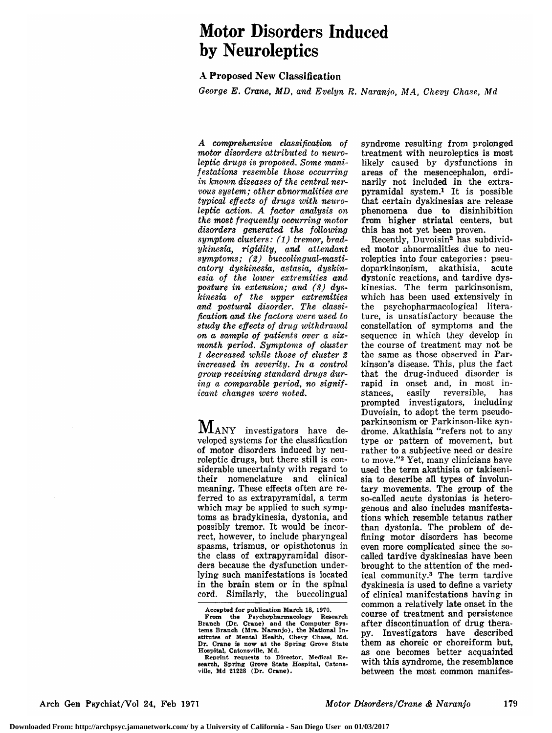# Motor Disorders Induced by Neuroleptics

## A Proposed New Classification

*George E. Crane, MD, and Evelyn R. Naranjo, MA, Chevy Chase, Md*

*A comprehensive classification of motor disorders attributed to neuroleptic drugs is proposed. Some manifestations resemble those occurring in known diseases of the central nervous system; other abnormalities are typical effects of drugs with neuroleptic action. A factor analysis on the most frequently occurring motor disorders generated the following symptom clusters: (1) tremor, bradykinesia, rigidity, and attendant symptoms; (2) buccolingual-masticatory dyskinesia, astasia, dyskinesia of the lower extremities and posture in extension; and (3) dyskinesia of the upper extremities and postural disorder. The classification and the factors were used to study the effects of drug withdrawal on a sample of patients over a six-month period. Symptoms of cluster 1 decreased while those of cluster 2 increased in severity. In a control group receiving standard drugs during a comparable period, no significant changes were noted.*

Many investigators have developed systems for the classification of motor disorders induced by neuroleptic drugs, but there still is considerable uncertainty with regard to their nomenclature and clinical meaning. These effects often are referred to as extrapyramidal, a term which may be applied to such symptoms as bradykinesia, dystonia, and possibly tremor. It would be incorrect, however, to include pharyngeal spasms, trismus, or opisthotonus in the class of extrapyramidal disorders because the dysfunction underlying such manifestations is located in the brain stem or in the spinal cord. Similarly, the buccolingual syndrome resulting from prolonged treatment with neuroleptics is most likely caused by dysfunctions in areas of the mesencephalon, ordinarily not included in the extrapyramidal system.[1] It is possible that certain dyskinesias are release phenomena due to disinhibition from higher striatal centers, but this has not yet been proven.

Recently, Duvoisin[2] has subdivided motor abnormalities due to neuroleptics into four categories: pseudoparkinsonism, akathisia, acute dystonic reactions, and tardive dyskinesias. The term parkinsonism, which has been used extensively in the psychopharmacological literature, is unsatisfactory because the constellation of symptoms and the sequence in which they develop in the course of treatment may not be the same as those observed in Parkinson's disease. This, plus the fact that the drug-induced disorder is rapid in onset and, in most instances, easily reversible, has prompted investigators, including Duvoisin, to adopt the term pseudoparkinsonism or Parkinson-like syndrome. Akathisia "refers not to any type or pattern of movement, but rather to a subjective need or desire to move."[2] Yet, many clinicians have used the term akathisia or takiseni­sia to describe all types of involuntary movements. The group of the so-called acute dystonias is heterogenous and also includes manifestations which resemble tetanus rather than dystonia. The problem of defining motor disorders has become even more complicated since the so-called tardive dyskinesias have been brought to the attention of the medical community.[3] The term tardive dyskinesia is used to define a variety of clinical manifestations having in common a relatively late onset in the course of treatment and persistence after discontinuation of drug therapy. Investigators have described them as choreic or choreiform but, as one becomes better acquainted with this syndrome, the resemblance between the most common manifes-

Accepted for publication March 18, 1970.

From the Psychopharmacology Research Branch (Dr. Crane) and the Computer Systems Branch (Mrs. Naranjo), the National Institutes of Mental Health, Chevy Chase, Md. Dr. Crane is now at the Spring Grove State Hospital, Catonsville, Md.

Reprint requests to Director, Medical Research, Spring Grove State Hospital, Catonsville, Md 21228 (Dr. Crane).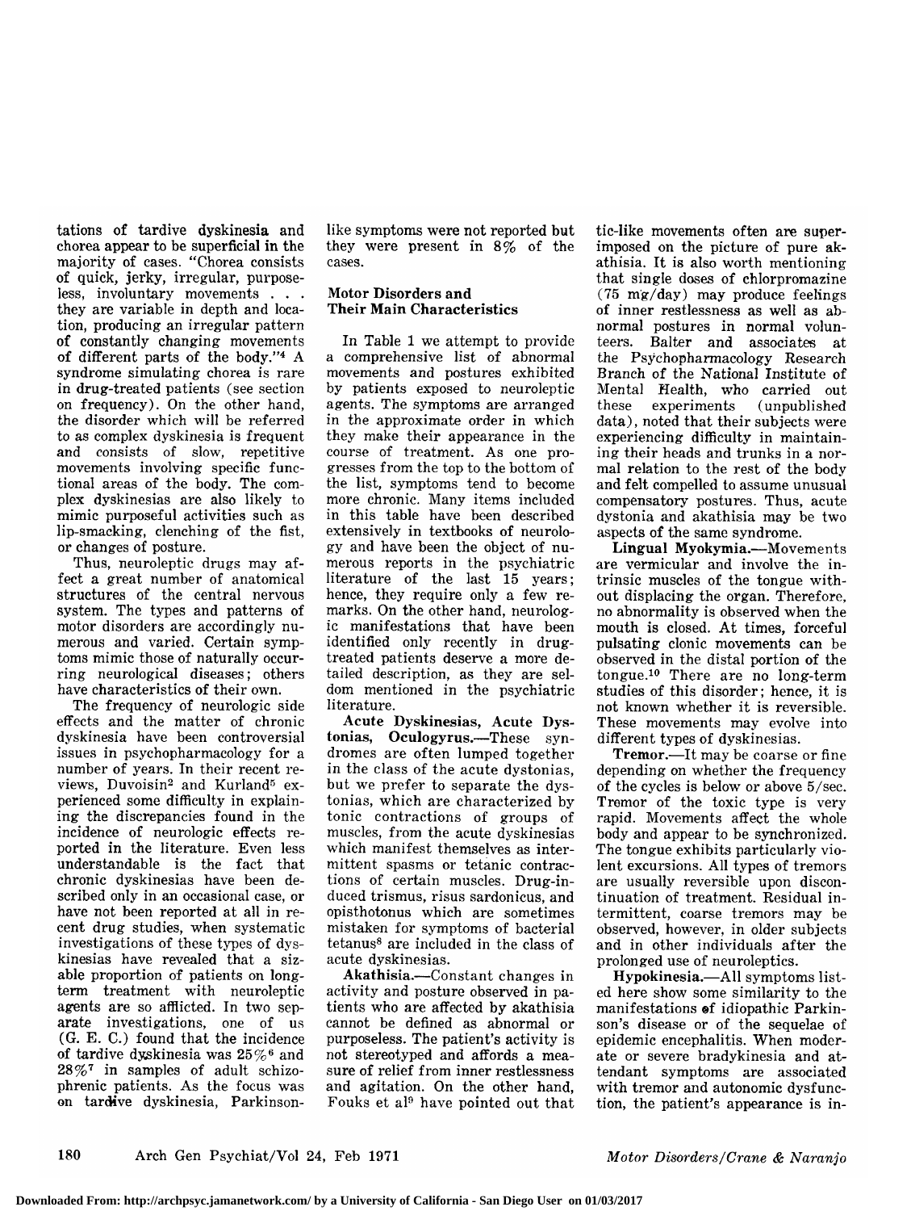tations of tardive dyskinesia and chorea appear to be superficial in the majority of cases. "Chorea consists of quick, jerky, irregular, purposeless, involuntary movements . . . they are variable in depth and location, producing an irregular pattern of constantly changing movements of different parts of the body."[4] A syndrome simulating chorea is rare in drug-treated patients (see section on frequency). On the other hand, the disorder which will be referred to as complex dyskinesia is frequent and consists of slow, repetitive movements involving specific functional areas of the body. The complex dyskinesias are also likely to mimic purposeful activities such as lip-smacking, clenching of the fist, or changes of posture.

Thus, neuroleptic drugs may affect a great number of anatomical structures of the central nervous system. The types and patterns of motor disorders are accordingly numerous and varied. Certain symptoms mimic those of naturally occurring neurological diseases; others have characteristics of their own.

The frequency of neurologic side effects and the matter of chronic dyskinesia have been controversial issues in psychopharmacology for a number of years. In their recent reviews, Duvoisin[2] and Kurland[5] experienced some difficulty in explaining the discrepancies found in the incidence of neurologic effects reported in the literature. Even less understandable is the fact that chronic dyskinesias have been described only in an occasional case, or have not been reported at all in recent drug studies, when systematic investigations of these types of dyskinesias have revealed that a sizable proportion of patients on long-term treatment with neuroleptic agents are so afflicted. In two separate investigations, one of us (G. E. C.) found that the incidence of tardive dyskinesia was 25%[6] and 28%[7] in samples of adult schizophrenic patients. As the focus was on tardive dyskinesia, Parkinson-like symptoms were not reported but they were present in 8% of the cases.

## Motor Disorders and Their Main Characteristics

In Table 1 we attempt to provide a comprehensive list of abnormal movements and postures exhibited by patients exposed to neuroleptic agents. The symptoms are arranged in the approximate order in which they make their appearance in the course of treatment. As one progresses from the top to the bottom of the list, symptoms tend to become more chronic. Many items included in this table have been described extensively in textbooks of neurology and have been the object of numerous reports in the psychiatric literature of the last 15 years; hence, they require only a few remarks. On the other hand, neurologic manifestations that have been identified only recently in drug-treated patients deserve a more detailed description, as they are seldom mentioned in the psychiatric literature.

**Acute Dyskinesias, Acute Dystonias, Oculogyrus.**—These syndromes are often lumped together in the class of the acute dystonias, but we prefer to separate the dystonias, which are characterized by tonic contractions of groups of muscles, from the acute dyskinesias which manifest themselves as intermittent spasms or tetanic contractions of certain muscles. Drug-induced trismus, risus sardonicus, and opisthotonus which are sometimes mistaken for symptoms of bacterial tetanus[8] are included in the class of acute dyskinesias.

**Akathisia.**—Constant changes in activity and posture observed in patients who are affected by akathisia cannot be defined as abnormal or purposeless. The patient's activity is not stereotyped and affords a measure of relief from inner restlessness and agitation. On the other hand, Fouks et al[9] have pointed out that tic-like movements often are superimposed on the picture of pure akathisia. It is also worth mentioning that single doses of chlorpromazine (75 mg/day) may produce feelings of inner restlessness as well as abnormal postures in normal volunteers. Balter and associates at the Psychopharmacology Research Branch of the National Institute of Mental Health, who carried out these experiments (unpublished data), noted that their subjects were experiencing difficulty in maintaining their heads and trunks in a normal relation to the rest of the body and felt compelled to assume unusual compensatory postures. Thus, acute dystonia and akathisia may be two aspects of the same syndrome.

**Lingual Myokymia.**—Movements are vermicular and involve the intrinsic muscles of the tongue without displacing the organ. Therefore, no abnormality is observed when the mouth is closed. At times, forceful pulsating clonic movements can be observed in the distal portion of the tongue.[10] There are no long-term studies of this disorder; hence, it is not known whether it is reversible. These movements may evolve into different types of dyskinesias.

**Tremor.**—It may be coarse or fine depending on whether the frequency of the cycles is below or above 5/sec. Tremor of the toxic type is very rapid. Movements affect the whole body and appear to be synchronized. The tongue exhibits particularly violent excursions. All types of tremors are usually reversible upon discontinuation of treatment. Residual intermittent, coarse tremors may be observed, however, in older subjects and in other individuals after the prolonged use of neuroleptics.

**Hypokinesia.**—All symptoms listed here show some similarity to the manifestations of idiopathic Parkinson's disease or of the sequelae of epidemic encephalitis. When moderate or severe bradykinesia and attendant symptoms are associated with tremor and autonomic dysfunction, the patient's appearance is in-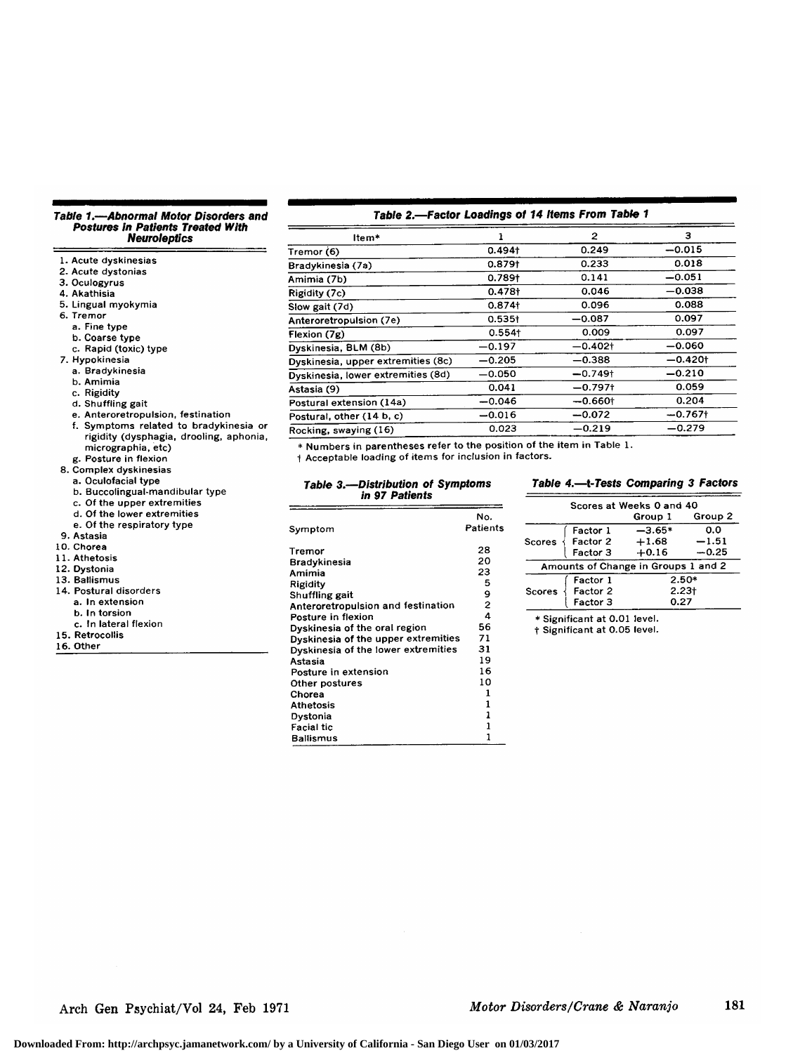**Table 1.—Abnormal Motor Disorders and Postures in Patients Treated With Neuroleptics**

1. Acute dyskinesias
2. Acute dystonias
3. Oculogyrus
4. Akathisia
5. Lingual myokymia
6. Tremor
   a. Fine type
   b. Coarse type
   c. Rapid (toxic) type
7. Hypokinesia
   a. Bradykinesia
   b. Amimia
   c. Rigidity
   d. Shuffling gait
   e. Anteroretropulsion, festination
   f. Symptoms related to bradykinesia or rigidity (dysphagia, drooling, aphonia, micrographia, etc)
   g. Posture in flexion
8. Complex dyskinesias
   a. Oculofacial type
   b. Buccolingual-mandibular type
   c. Of the upper extremities
   d. Of the lower extremities
   e. Of the respiratory type
9. Astasia
10. Chorea
11. Athetosis
12. Dystonia
13. Ballismus
14. Postural disorders
    a. In extension
    b. In torsion
    c. In lateral flexion
15. Retrocollis
16. Other

**Table 2.—Factor Loadings of 14 Items From Table 1**

| Item* | 1 | 2 | 3 |
|---|---|---|---|
| Tremor (6) | 0.494† | 0.249 | −0.015 |
| Bradykinesia (7a) | 0.879† | 0.233 | 0.018 |
| Amimia (7b) | 0.789† | 0.141 | −0.051 |
| Rigidity (7c) | 0.478† | 0.046 | −0.038 |
| Slow gait (7d) | 0.874† | 0.096 | 0.088 |
| Anteroretropulsion (7e) | 0.535† | −0.087 | 0.097 |
| Flexion (7g) | 0.554† | 0.009 | 0.097 |
| Dyskinesia, BLM (8b) | −0.197 | −0.402† | −0.060 |
| Dyskinesia, upper extremities (8c) | −0.205 | −0.388 | −0.420† |
| Dyskinesia, lower extremities (8d) | −0.050 | −0.749† | −0.210 |
| Astasia (9) | 0.041 | −0.797† | 0.059 |
| Postural extension (14a) | −0.046 | −0.660† | 0.204 |
| Postural, other (14 b, c) | −0.016 | −0.072 | −0.767† |
| Rocking, swaying (16) | 0.023 | −0.219 | −0.279 |

\* Numbers in parentheses refer to the position of the item in Table 1.
† Acceptable loading of items for inclusion in factors.

**Table 3.—Distribution of Symptoms in 97 Patients**

| Symptom | No. Patients |
|---|---|
| Tremor | 28 |
| Bradykinesia | 20 |
| Amimia | 23 |
| Rigidity | 5 |
| Shuffling gait | 9 |
| Anteroretropulsion and festination | 2 |
| Posture in flexion | 4 |
| Dyskinesia of the oral region | 56 |
| Dyskinesia of the upper extremities | 71 |
| Dyskinesia of the lower extremities | 31 |
| Astasia | 19 |
| Posture in extension | 16 |
| Other postures | 10 |
| Chorea | 1 |
| Athetosis | 1 |
| Dystonia | 1 |
| Facial tic | 1 |
| Ballismus | 1 |

**Table 4.—t-Tests Comparing 3 Factors**

| | | Scores at Weeks 0 and 40 | |
|---|---|---|---|
| | | Group 1 | Group 2 |
| Scores | Factor 1 | −3.65* | 0.0 |
| | Factor 2 | +1.68 | −1.51 |
| | Factor 3 | +0.16 | −0.25 |
| | | Amounts of Change in Groups 1 and 2 | |
| Scores | Factor 1 | 2.50* | |
| | Factor 2 | 2.23† | |
| | Factor 3 | 0.27 | |

\* Significant at 0.01 level.
† Significant at 0.05 level.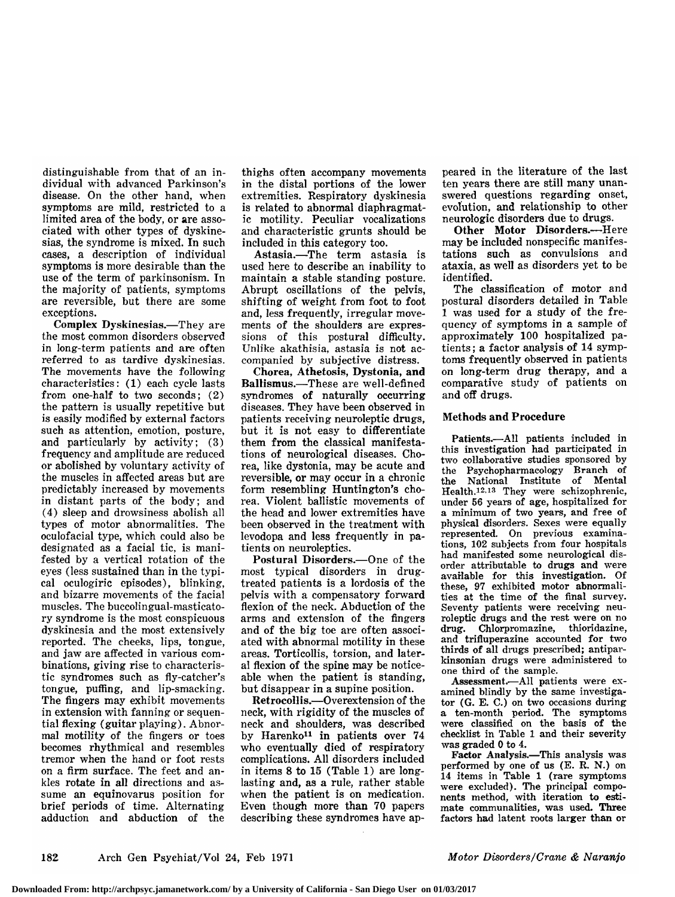distinguishable from that of an individual with advanced Parkinson's disease. On the other hand, when symptoms are mild, restricted to a limited area of the body, or are associated with other types of dyskinesias, the syndrome is mixed. In such cases, a description of individual symptoms is more desirable than the use of the term of parkinsonism. In the majority of patients, symptoms are reversible, but there are some exceptions.

**Complex Dyskinesias.**—They are the most common disorders observed in long-term patients and are often referred to as tardive dyskinesias. The movements have the following characteristics: (1) each cycle lasts from one-half to two seconds; (2) the pattern is usually repetitive but is easily modified by external factors such as attention, emotion, posture, and particularly by activity; (3) frequency and amplitude are reduced or abolished by voluntary activity of the muscles in affected areas but are predictably increased by movements in distant parts of the body; and (4) sleep and drowsiness abolish all types of motor abnormalities. The oculofacial type, which could also be designated as a facial tic, is manifested by a vertical rotation of the eyes (less sustained than in the typical oculogiric episodes), blinking, and bizarre movements of the facial muscles. The buccolingual-masticatory syndrome is the most conspicuous dyskinesia and the most extensively reported. The cheeks, lips, tongue, and jaw are affected in various combinations, giving rise to characteristic syndromes such as fly-catcher's tongue, puffing, and lip-smacking. The fingers may exhibit movements in extension with fanning or sequential flexing (guitar playing). Abnormal motility of the fingers or toes becomes rhythmical and resembles tremor when the hand or foot rests on a firm surface. The feet and ankles rotate in all directions and assume an equinovarus position for brief periods of time. Alternating adduction and abduction of the thighs often accompany movements in the distal portions of the lower extremities. Respiratory dyskinesia is related to abnormal diaphragmatic motility. Peculiar vocalizations and characteristic grunts should be included in this category too.

**Astasia.**—The term astasia is used here to describe an inability to maintain a stable standing posture. Abrupt oscillations of the pelvis, shifting of weight from foot to foot and, less frequently, irregular movements of the shoulders are expressions of this postural difficulty. Unlike akathisia, astasia is not accompanied by subjective distress.

**Chorea, Athetosis, Dystonia, and Ballismus.**—These are well-defined syndromes of naturally occurring diseases. They have been observed in patients receiving neuroleptic drugs, but it is not easy to differentiate them from the classical manifestations of neurological diseases. Chorea, like dystonia, may be acute and reversible, or may occur in a chronic form resembling Huntington's chorea. Violent ballistic movements of the head and lower extremities have been observed in the treatment with levodopa and less frequently in patients on neuroleptics.

**Postural Disorders.**—One of the most typical disorders in drug-treated patients is a lordosis of the pelvis with a compensatory forward flexion of the neck. Abduction of the arms and extension of the fingers and of the big toe are often associated with abnormal motility in these areas. Torticollis, torsion, and lateral flexion of the spine may be noticeable when the patient is standing, but disappear in a supine position.

**Retrocollis.**—Overextension of the neck, with rigidity of the muscles of neck and shoulders, was described by Harenko[11] in patients over 74 who eventually died of respiratory complications. All disorders included in items 8 to 15 (Table 1) are long-lasting and, as a rule, rather stable when the patient is on medication. Even though more than 70 papers describing these syndromes have appeared in the literature of the last ten years there are still many unanswered questions regarding onset, evolution, and relationship to other neurologic disorders due to drugs.

**Other Motor Disorders.**—Here may be included nonspecific manifestations such as convulsions and ataxia, as well as disorders yet to be identified.

The classification of motor and postural disorders detailed in Table 1 was used for a study of the frequency of symptoms in a sample of approximately 100 hospitalized patients; a factor analysis of 14 symptoms frequently observed in patients on long-term drug therapy, and a comparative study of patients on and off drugs.

## Methods and Procedure

**Patients.**—All patients included in this investigation had participated in two collaborative studies sponsored by the Psychopharmacology Branch of the National Institute of Mental Health.[12,13] They were schizophrenic, under 56 years of age, hospitalized for a minimum of two years, and free of physical disorders. Sexes were equally represented. On previous examinations, 102 subjects from four hospitals had manifested some neurological disorder attributable to drugs and were available for this investigation. Of these, 97 exhibited motor abnormalities at the time of the final survey. Seventy patients were receiving neuroleptic drugs and the rest were on no drug. Chlorpromazine, thioridazine, and trifluperazine accounted for two thirds of all drugs prescribed; antiparkinsonian drugs were administered to one third of the sample.

**Assessment.**—All patients were examined blindly by the same investigator (G. E. C.) on two occasions during a ten-month period. The symptoms were classified on the basis of the checklist in Table 1 and their severity was graded 0 to 4.

**Factor Analysis.**—This analysis was performed by one of us (E. R. N.) on 14 items in Table 1 (rare symptoms were excluded). The principal components method, with iteration to estimate communalities, was used. Three factors had latent roots larger than or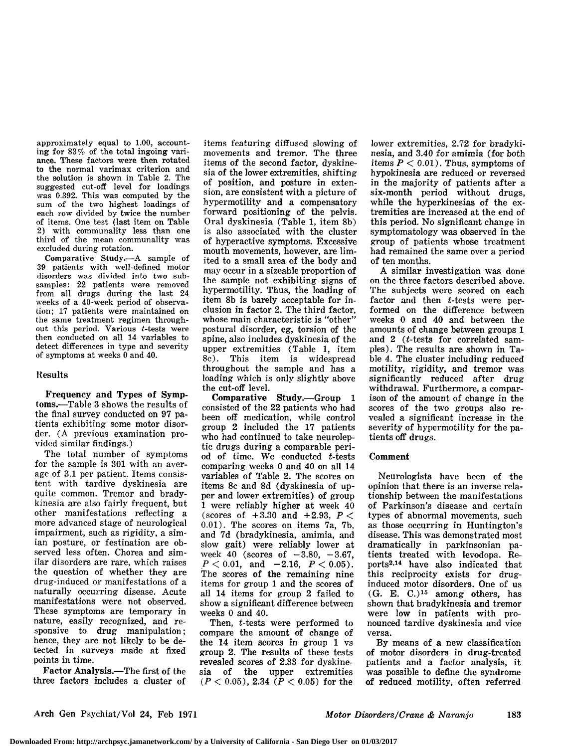approximately equal to 1.00, accounting for 83% of the total ingoing variance. These factors were then rotated to the normal varimax criterion and the solution is shown in Table 2. The suggested cut-off level for loadings was 0.392. This was computed by the sum of the two highest loadings of each row divided by twice the number of items. One test (last item on Table 2) with communality less than one third of the mean communality was excluded during rotation.

**Comparative Study.**—A sample of 39 patients with well-defined motor disorders was divided into two subsamples: 22 patients were removed from all drugs during the last 24 weeks of a 40-week period of observation; 17 patients were maintained on the same treatment regimen throughout this period. Various *t*-tests were then conducted on all 14 variables to detect differences in type and severity of symptoms at weeks 0 and 40.

## Results

**Frequency and Types of Symptoms.**—Table 3 shows the results of the final survey conducted on 97 patients exhibiting some motor disorder. (A previous examination provided similar findings.)

The total number of symptoms for the sample is 301 with an average of 3.1 per patient. Items consistent with tardive dyskinesia are quite common. Tremor and bradykinesia are also fairly frequent, but other manifestations reflecting a more advanced stage of neurological impairment, such as rigidity, a simian posture, or festination are observed less often. Chorea and similar disorders are rare, which raises the question of whether they are drug-induced or manifestations of a naturally occurring disease. Acute manifestations were not observed. These symptoms are temporary in nature, easily recognized, and responsive to drug manipulation; hence, they are not likely to be detected in surveys made at fixed points in time.

**Factor Analysis.**—The first of the three factors includes a cluster of items featuring diffused slowing of movements and tremor. The three items of the second factor, dyskinesia of the lower extremities, shifting of position, and posture in extension, are consistent with a picture of hypermotility and a compensatory forward positioning of the pelvis. Oral dyskinesia (Table 1, item 8b) is also associated with the cluster of hyperactive symptoms. Excessive mouth movements, however, are limited to a small area of the body and may occur in a sizeable proportion of the sample not exhibiting signs of hypermotility. Thus, the loading of item 8b is barely acceptable for inclusion in factor 2. The third factor, whose main characteristic is "other" postural disorder, eg, torsion of the spine, also includes dyskinesia of the upper extremities (Table 1, item 8c). This item is widespread throughout the sample and has a loading which is only slightly above the cut-off level.

**Comparative Study.**—Group 1 consisted of the 22 patients who had been off medication, while control group 2 included the 17 patients who had continued to take neuroleptic drugs during a comparable period of time. We conducted *t*-tests comparing weeks 0 and 40 on all 14 variables of Table 2. The scores on items 8c and 8d (dyskinesia of upper and lower extremities) of group 1 were reliably higher at week 40 (scores of +3.30 and +2.93, $P < 0.01$). The scores on items 7a, 7b, and 7d (bradykinesia, amimia, and slow gait) were reliably lower at week 40 (scores of −3.80, −3.67, $P < 0.01$, and −2.16, $P < 0.05$). The scores of the remaining nine items for group 1 and the scores of all 14 items for group 2 failed to show a significant difference between weeks 0 and 40.

Then, *t*-tests were performed to compare the amount of change of the 14 item scores in group 1 vs group 2. The results of these tests revealed scores of 2.33 for dyskinesia of the upper extremities ($P < 0.05$), 2.34 ($P < 0.05$) for the lower extremities, 2.72 for bradykinesia, and 3.40 for amimia (for both items $P < 0.01$). Thus, symptoms of hypokinesia are reduced or reversed in the majority of patients after a six-month period without drugs, while the hyperkinesias of the extremities are increased at the end of this period. No significant change in symptomatology was observed in the group of patients whose treatment had remained the same over a period of ten months.

A similar investigation was done on the three factors described above. The subjects were scored on each factor and then *t*-tests were performed on the difference between weeks 0 and 40 and between the amounts of change between groups 1 and 2 (*t*-tests for correlated samples). The results are shown in Table 4. The cluster including reduced motility, rigidity, and tremor was significantly reduced after drug withdrawal. Furthermore, a comparison of the amount of change in the scores of the two groups also revealed a significant increase in the severity of hypermotility for the patients off drugs.

## Comment

Neurologists have been of the opinion that there is an inverse relationship between the manifestations of Parkinson's disease and certain types of abnormal movements, such as those occurring in Huntington's disease. This was demonstrated most dramatically in parkinsonian patients treated with levodopa. Reports[2,14] have also indicated that this reciprocity exists for drug-induced motor disorders. One of us (G. E. C.)[15] among others, has shown that bradykinesia and tremor were low in patients with pronounced tardive dyskinesia and vice versa.

By means of a new classification of motor disorders in drug-treated patients and a factor analysis, it was possible to define the syndrome of reduced motility, often referred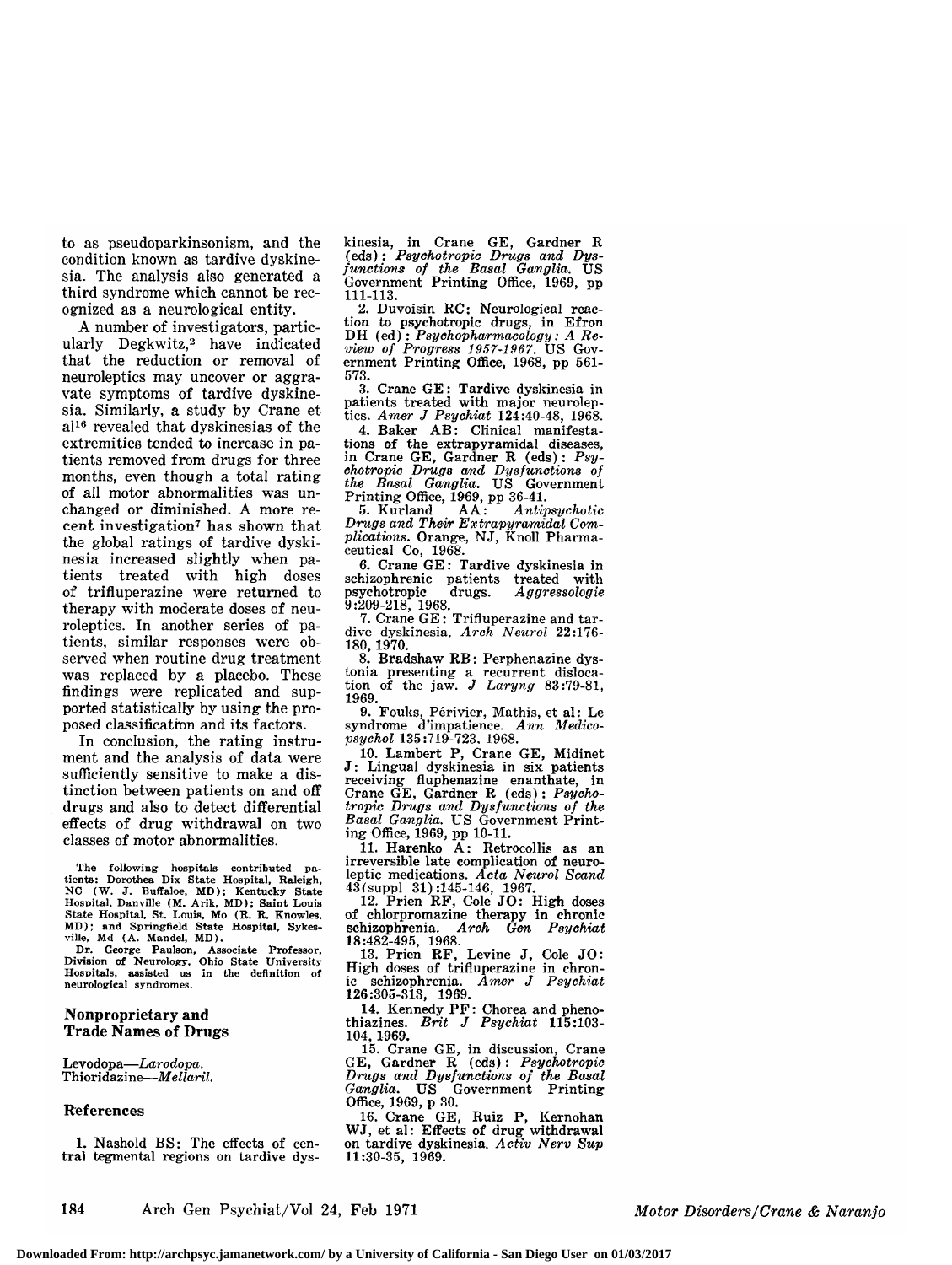to as pseudoparkinsonism, and the condition known as tardive dyskinesia. The analysis also generated a third syndrome which cannot be recognized as a neurological entity.

A number of investigators, particularly Degkwitz,[2] have indicated that the reduction or removal of neuroleptics may uncover or aggravate symptoms of tardive dyskinesia. Similarly, a study by Crane et al[16] revealed that dyskinesias of the extremities tended to increase in patients removed from drugs for three months, even though a total rating of all motor abnormalities was unchanged or diminished. A more recent investigation[7] has shown that the global ratings of tardive dyskinesia increased slightly when patients treated with high doses of trifluperazine were returned to therapy with moderate doses of neuroleptics. In another series of patients, similar responses were observed when routine drug treatment was replaced by a placebo. These findings were replicated and supported statistically by using the proposed classification and its factors.

In conclusion, the rating instrument and the analysis of data were sufficiently sensitive to make a distinction between patients on and off drugs and also to detect differential effects of drug withdrawal on two classes of motor abnormalities.

The following hospitals contributed patients: Dorothea Dix State Hospital, Raleigh, NC (W. J. Buffaloe, MD); Kentucky State Hospital, Danville (M. Arik, MD); Saint Louis State Hospital, St. Louis, Mo (R. R. Knowles, MD); and Springfield State Hospital, Sykesville, Md (A. Mandel, MD).

Dr. George Paulson, Associate Professor, Division of Neurology, Ohio State University Hospitals, assisted us in the definition of neurological syndromes.

## Nonproprietary and Trade Names of Drugs

Levodopa—*Larodopa*.
Thioridazine—*Mellaril*.

## References

1. Nashold BS: The effects of central tegmental regions on tardive dyskinesia, in Crane GE, Gardner R (eds): *Psychotropic Drugs and Dysfunctions of the Basal Ganglia*. US Government Printing Office, 1969, pp 111-113.

2. Duvoisin RC: Neurological reaction to psychotropic drugs, in Efron DH (ed): *Psychopharmacology: A Review of Progress 1957-1967*. US Government Printing Office, 1968, pp 561-573.

3. Crane GE: Tardive dyskinesia in patients treated with major neuroleptics. *Amer J Psychiat* 124:40-48, 1968.

4. Baker AB: Clinical manifestations of the extrapyramidal diseases, in Crane GE, Gardner R (eds): *Psychotropic Drugs and Dysfunctions of the Basal Ganglia*. US Government Printing Office, 1969, pp 36-41.

5. Kurland AA: *Antipsychotic Drugs and Their Extrapyramidal Complications*. Orange, NJ, Knoll Pharmaceutical Co, 1968.

6. Crane GE: Tardive dyskinesia in schizophrenic patients treated with psychotropic drugs. *Aggressologie* 9:209-218, 1968.

7. Crane GE: Trifluperazine and tardive dyskinesia. *Arch Neurol* 22:176-180, 1970.

8. Bradshaw RB: Perphenazine dystonia presenting a recurrent dislocation of the jaw. *J Laryng* 83:79-81, 1969.

9. Fouks, Périvier, Mathis, et al: Le syndrome d'impatience. *Ann Medicopsychol* 135:719-723, 1968.

10. Lambert P, Crane GE, Midinet J: Lingual dyskinesia in six patients receiving fluphenazine enanthate, in Crane GE, Gardner R (eds): *Psychotropic Drugs and Dysfunctions of the Basal Ganglia*. US Government Printing Office, 1969, pp 10-11.

11. Harenko A: Retrocollis as an irreversible late complication of neuroleptic medications. *Acta Neurol Scand* 43(suppl 31):145-146, 1967.

12. Prien RF, Cole JO: High doses of chlorpromazine therapy in chronic schizophrenia. *Arch Gen Psychiat* 18:482-495, 1968.

13. Prien RF, Levine J, Cole JO: High doses of trifluperazine in chronic schizophrenia. *Amer J Psychiat* 126:305-313, 1969.

14. Kennedy PF: Chorea and phenothiazines. *Brit J Psychiat* 115:103-104, 1969.

15. Crane GE, in discussion, Crane GE, Gardner R (eds): *Psychotropic Drugs and Dysfunctions of the Basal Ganglia*. US Government Printing Office, 1969, p 30.

16. Crane GE, Ruiz P, Kernohan WJ, et al: Effects of drug withdrawal on tardive dyskinesia. *Activ Nerv Sup* 11:30-35, 1969.